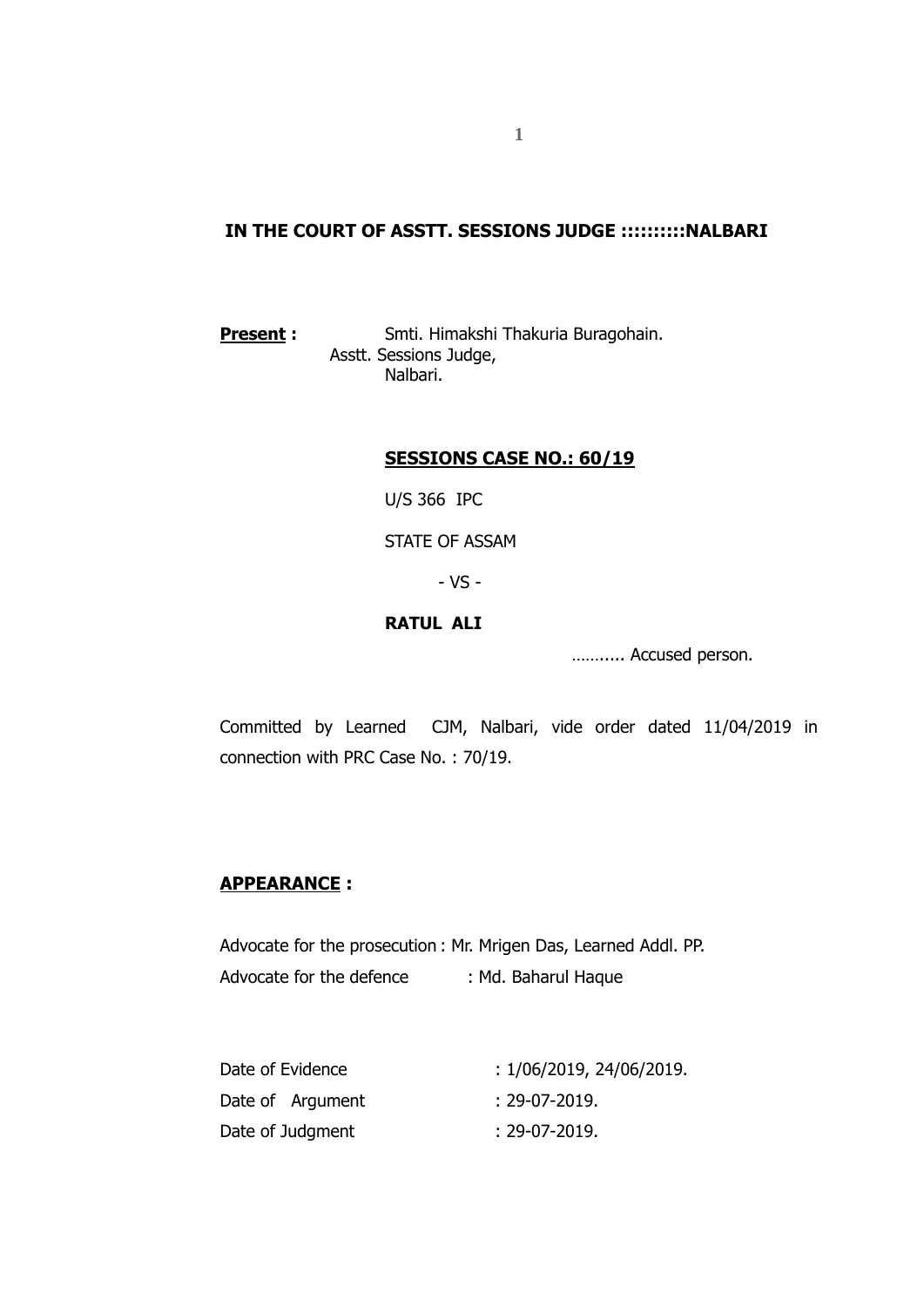**IN THE COURT OF ASSTT. SESSIONS JUDGE ::::::::::NALBARI**

**Present :** Smti. Himakshi Thakuria Buragohain.
Asstt. Sessions Judge,
Nalbari.

**SESSIONS CASE NO.: 60/19**

U/S 366 IPC

STATE OF ASSAM

- VS -

**RATUL ALI**

……..... Accused person.

Committed by Learned CJM, Nalbari, vide order dated 11/04/2019 in connection with PRC Case No. : 70/19.

**APPEARANCE :**

Advocate for the prosecution : Mr. Mrigen Das, Learned Addl. PP.

Advocate for the defence : Md. Baharul Haque

Date of Evidence : 1/06/2019, 24/06/2019.

Date of Argument : 29-07-2019.

Date of Judgment : 29-07-2019.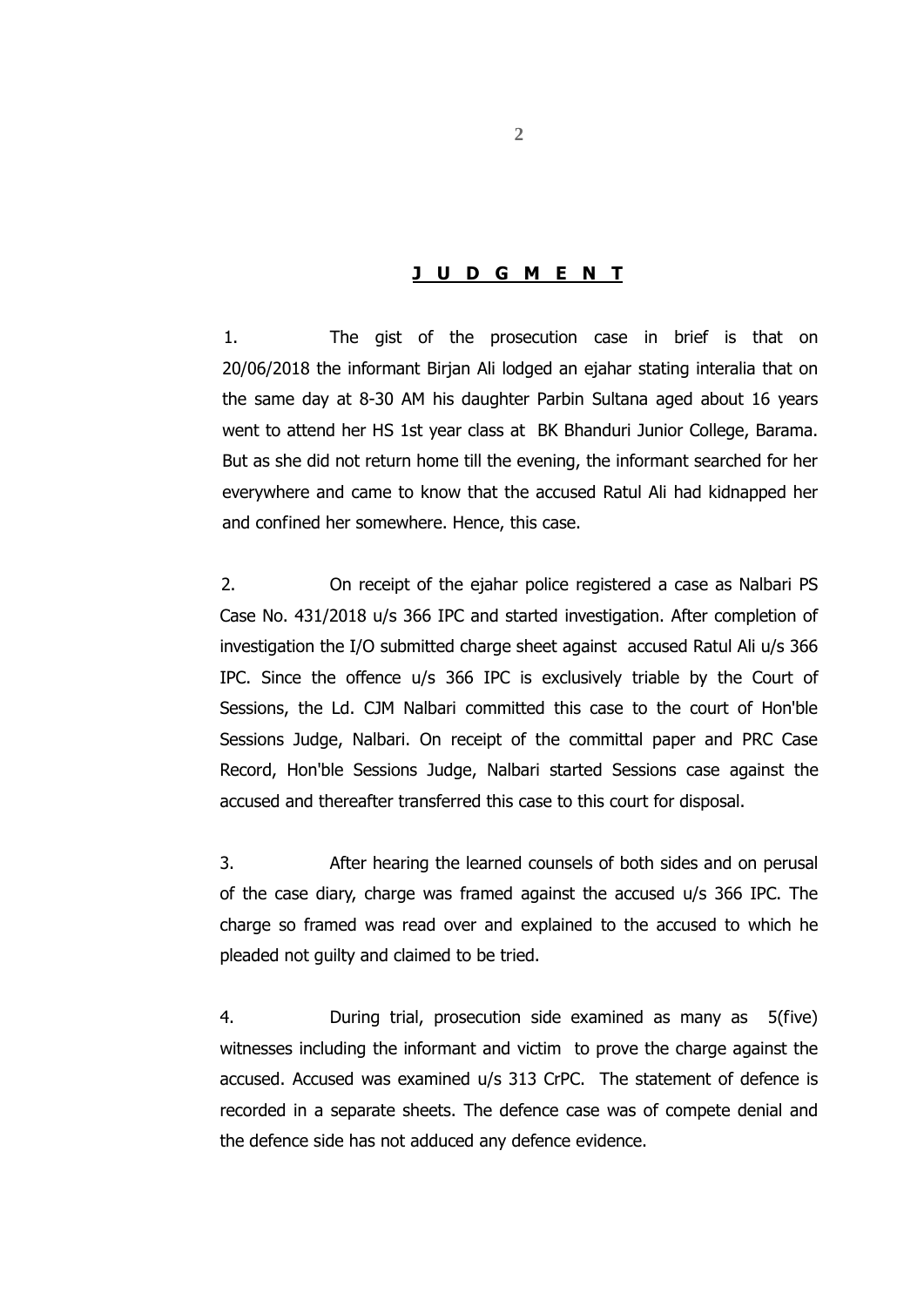# **J U D G M E N T**

1. The gist of the prosecution case in brief is that on 20/06/2018 the informant Birjan Ali lodged an ejahar stating interalia that on the same day at 8-30 AM his daughter Parbin Sultana aged about 16 years went to attend her HS 1st year class at BK Bhanduri Junior College, Barama. But as she did not return home till the evening, the informant searched for her everywhere and came to know that the accused Ratul Ali had kidnapped her and confined her somewhere. Hence, this case.

2. On receipt of the ejahar police registered a case as Nalbari PS Case No. 431/2018 u/s 366 IPC and started investigation. After completion of investigation the I/O submitted charge sheet against accused Ratul Ali u/s 366 IPC. Since the offence u/s 366 IPC is exclusively triable by the Court of Sessions, the Ld. CJM Nalbari committed this case to the court of Hon'ble Sessions Judge, Nalbari. On receipt of the committal paper and PRC Case Record, Hon'ble Sessions Judge, Nalbari started Sessions case against the accused and thereafter transferred this case to this court for disposal.

3. After hearing the learned counsels of both sides and on perusal of the case diary, charge was framed against the accused u/s 366 IPC. The charge so framed was read over and explained to the accused to which he pleaded not guilty and claimed to be tried.

4. During trial, prosecution side examined as many as 5(five) witnesses including the informant and victim to prove the charge against the accused. Accused was examined u/s 313 CrPC. The statement of defence is recorded in a separate sheets. The defence case was of compete denial and the defence side has not adduced any defence evidence.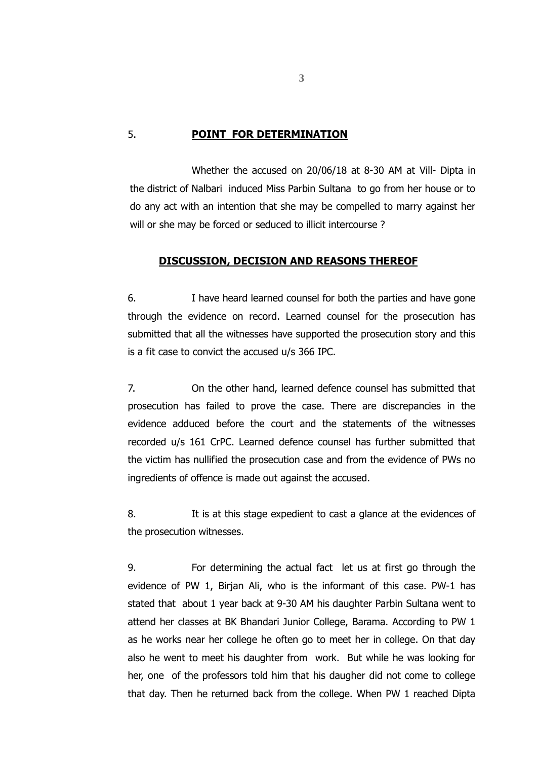5. **POINT FOR DETERMINATION**

Whether the accused on 20/06/18 at 8-30 AM at Vill- Dipta in the district of Nalbari induced Miss Parbin Sultana to go from her house or to do any act with an intention that she may be compelled to marry against her will or she may be forced or seduced to illicit intercourse ?

**DISCUSSION, DECISION AND REASONS THEREOF**

6. I have heard learned counsel for both the parties and have gone through the evidence on record. Learned counsel for the prosecution has submitted that all the witnesses have supported the prosecution story and this is a fit case to convict the accused u/s 366 IPC.

7. On the other hand, learned defence counsel has submitted that prosecution has failed to prove the case. There are discrepancies in the evidence adduced before the court and the statements of the witnesses recorded u/s 161 CrPC. Learned defence counsel has further submitted that the victim has nullified the prosecution case and from the evidence of PWs no ingredients of offence is made out against the accused.

8. It is at this stage expedient to cast a glance at the evidences of the prosecution witnesses.

9. For determining the actual fact let us at first go through the evidence of PW 1, Birjan Ali, who is the informant of this case. PW-1 has stated that about 1 year back at 9-30 AM his daughter Parbin Sultana went to attend her classes at BK Bhandari Junior College, Barama. According to PW 1 as he works near her college he often go to meet her in college. On that day also he went to meet his daughter from work. But while he was looking for her, one of the professors told him that his daugher did not come to college that day. Then he returned back from the college. When PW 1 reached Dipta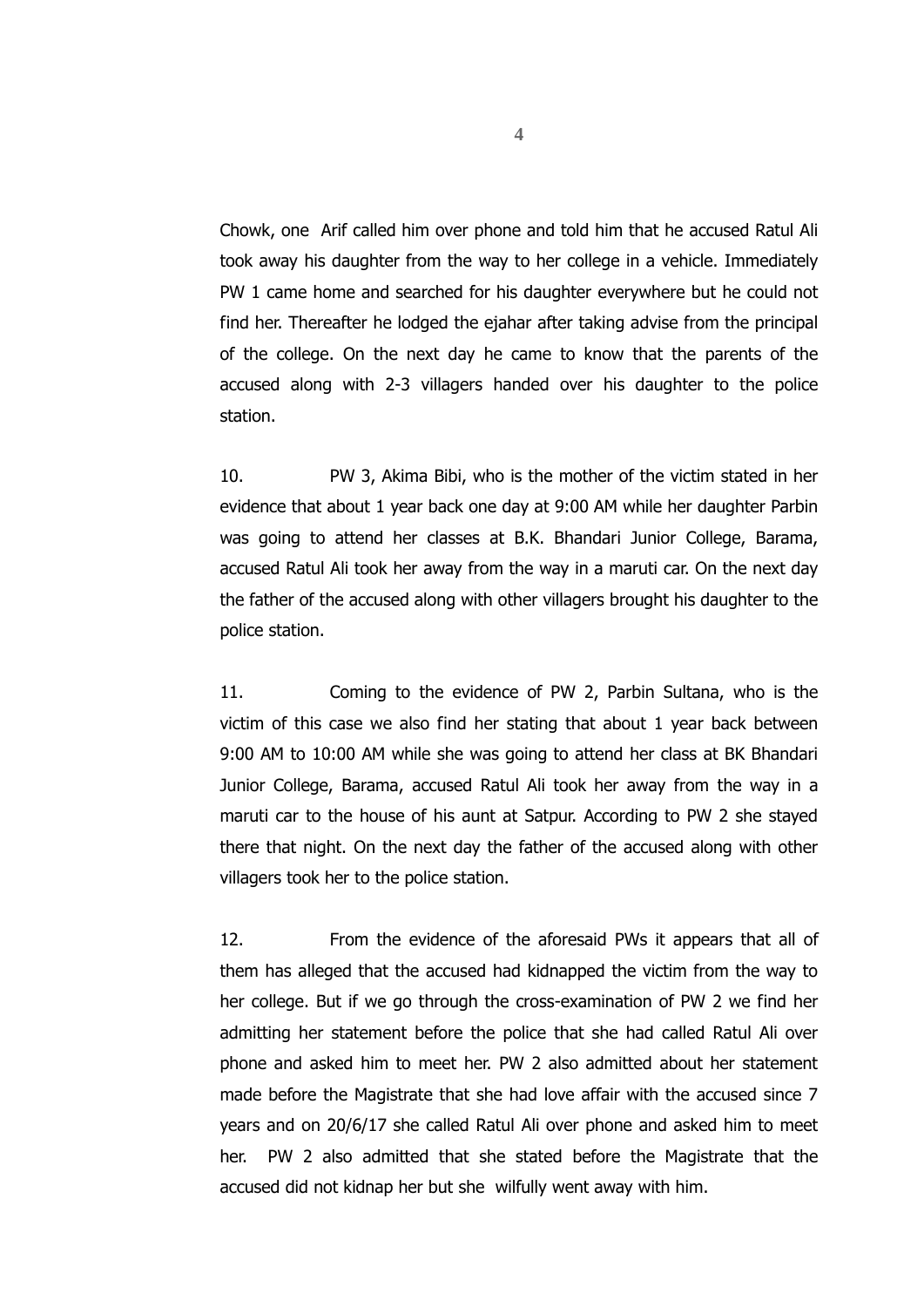Chowk, one Arif called him over phone and told him that he accused Ratul Ali took away his daughter from the way to her college in a vehicle. Immediately PW 1 came home and searched for his daughter everywhere but he could not find her. Thereafter he lodged the ejahar after taking advise from the principal of the college. On the next day he came to know that the parents of the accused along with 2-3 villagers handed over his daughter to the police station.

10. PW 3, Akima Bibi, who is the mother of the victim stated in her evidence that about 1 year back one day at 9:00 AM while her daughter Parbin was going to attend her classes at B.K. Bhandari Junior College, Barama, accused Ratul Ali took her away from the way in a maruti car. On the next day the father of the accused along with other villagers brought his daughter to the police station.

11. Coming to the evidence of PW 2, Parbin Sultana, who is the victim of this case we also find her stating that about 1 year back between 9:00 AM to 10:00 AM while she was going to attend her class at BK Bhandari Junior College, Barama, accused Ratul Ali took her away from the way in a maruti car to the house of his aunt at Satpur. According to PW 2 she stayed there that night. On the next day the father of the accused along with other villagers took her to the police station.

12. From the evidence of the aforesaid PWs it appears that all of them has alleged that the accused had kidnapped the victim from the way to her college. But if we go through the cross-examination of PW 2 we find her admitting her statement before the police that she had called Ratul Ali over phone and asked him to meet her. PW 2 also admitted about her statement made before the Magistrate that she had love affair with the accused since 7 years and on 20/6/17 she called Ratul Ali over phone and asked him to meet her. PW 2 also admitted that she stated before the Magistrate that the accused did not kidnap her but she wilfully went away with him.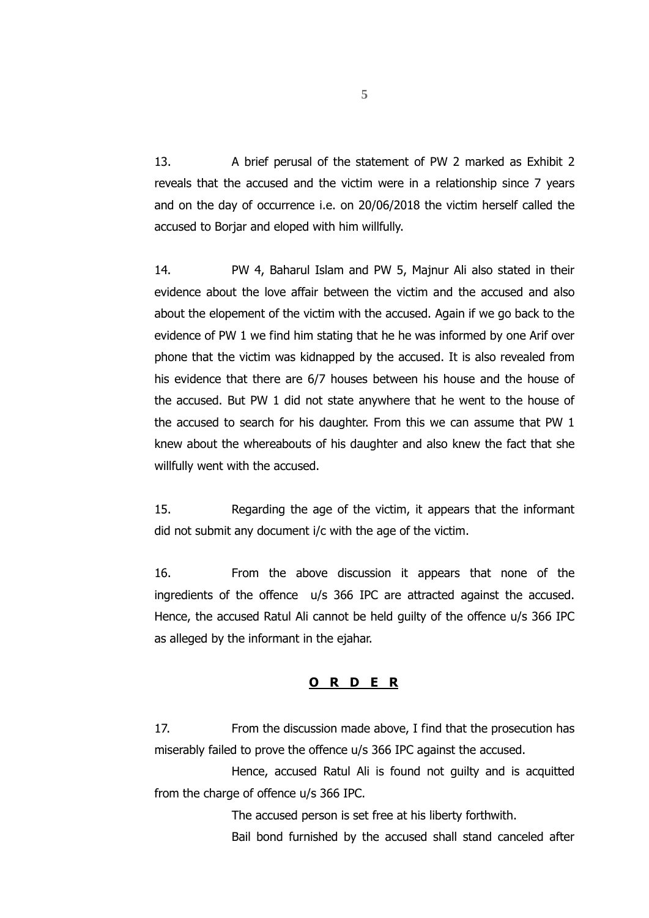13. A brief perusal of the statement of PW 2 marked as Exhibit 2 reveals that the accused and the victim were in a relationship since 7 years and on the day of occurrence i.e. on 20/06/2018 the victim herself called the accused to Borjar and eloped with him willfully.

14. PW 4, Baharul Islam and PW 5, Majnur Ali also stated in their evidence about the love affair between the victim and the accused and also about the elopement of the victim with the accused. Again if we go back to the evidence of PW 1 we find him stating that he he was informed by one Arif over phone that the victim was kidnapped by the accused. It is also revealed from his evidence that there are 6/7 houses between his house and the house of the accused. But PW 1 did not state anywhere that he went to the house of the accused to search for his daughter. From this we can assume that PW 1 knew about the whereabouts of his daughter and also knew the fact that she willfully went with the accused.

15. Regarding the age of the victim, it appears that the informant did not submit any document i/c with the age of the victim.

16. From the above discussion it appears that none of the ingredients of the offence u/s 366 IPC are attracted against the accused. Hence, the accused Ratul Ali cannot be held guilty of the offence u/s 366 IPC as alleged by the informant in the ejahar.

## **O R D E R**

17. From the discussion made above, I find that the prosecution has miserably failed to prove the offence u/s 366 IPC against the accused.

Hence, accused Ratul Ali is found not guilty and is acquitted from the charge of offence u/s 366 IPC.

The accused person is set free at his liberty forthwith.

Bail bond furnished by the accused shall stand canceled after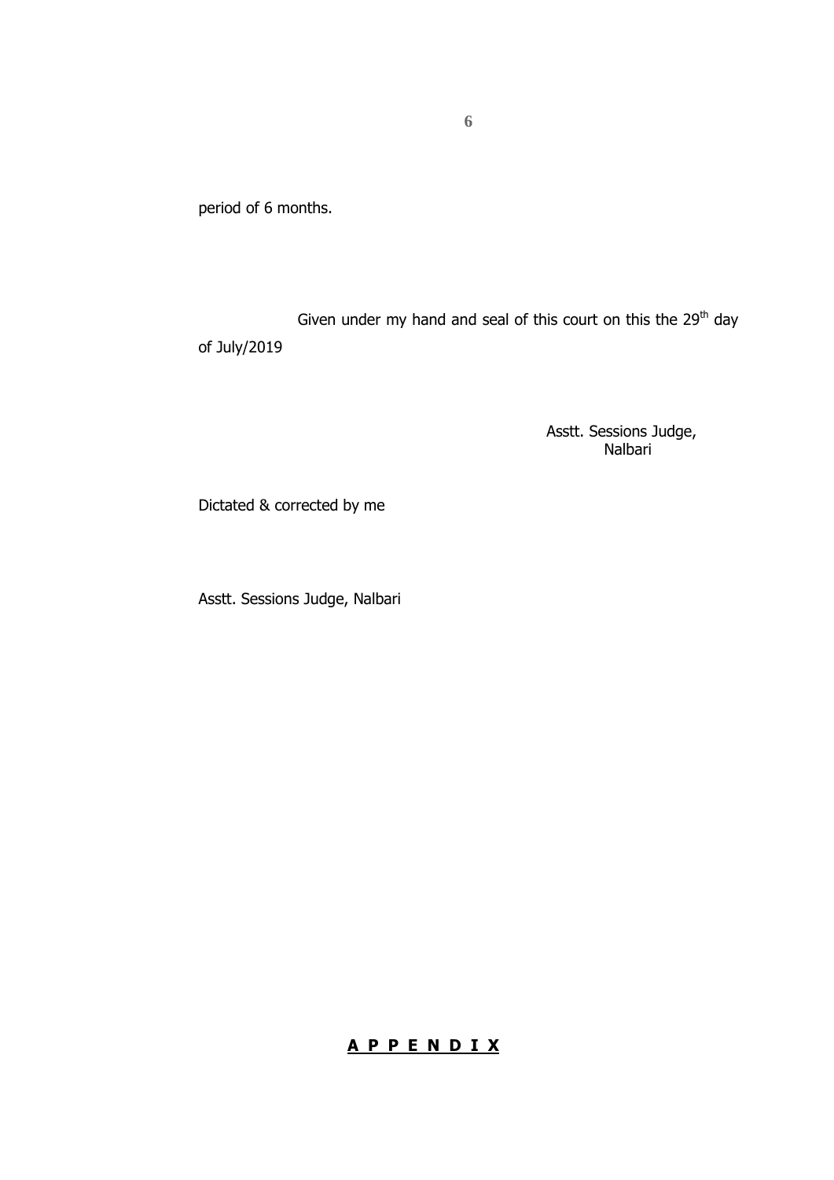period of 6 months.

Given under my hand and seal of this court on this the 29th day of July/2019

Asstt. Sessions Judge,
Nalbari

Dictated & corrected by me

Asstt. Sessions Judge, Nalbari

## **A P P E N D I X**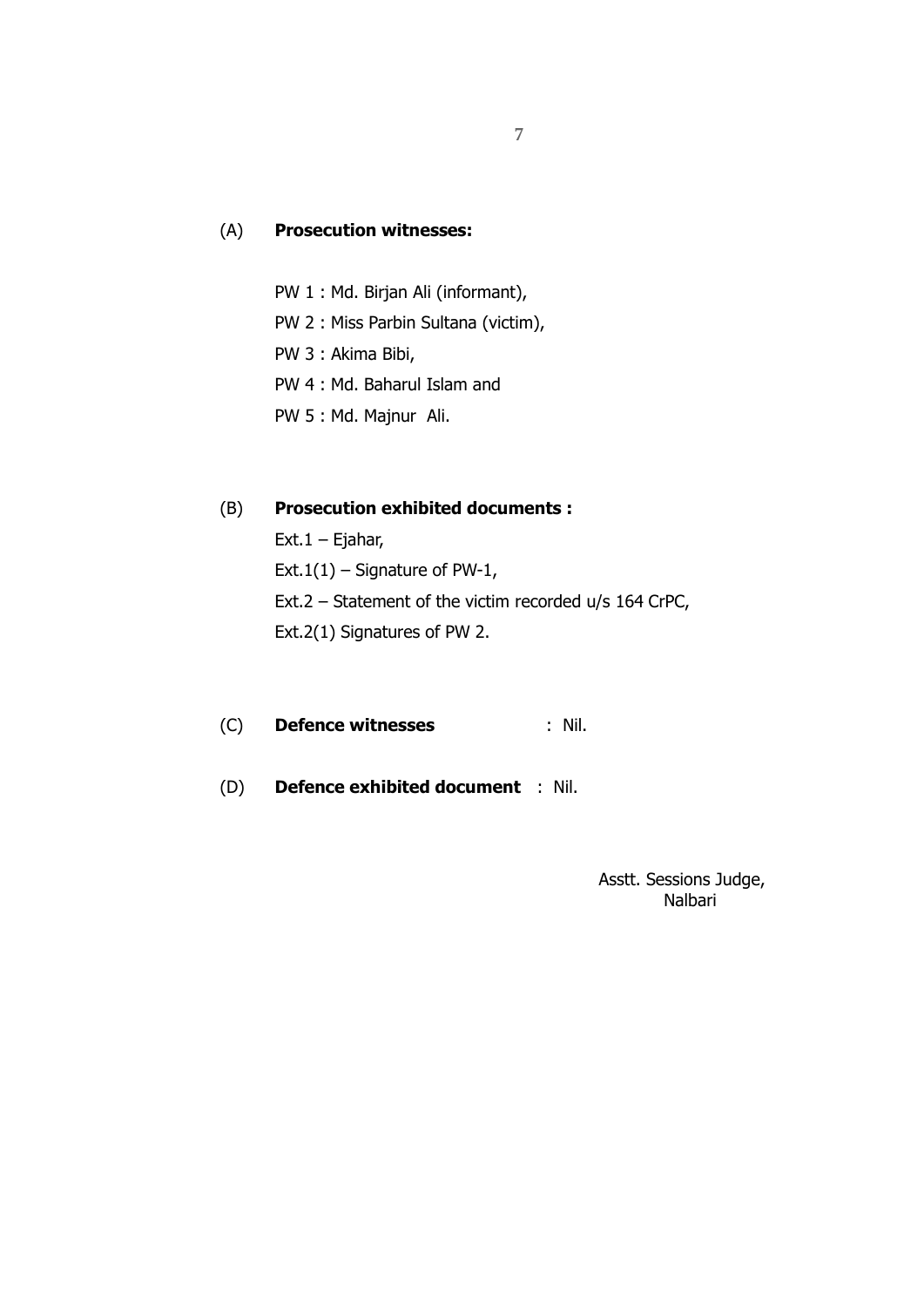(A) **Prosecution witnesses:**

PW 1 : Md. Birjan Ali (informant),
PW 2 : Miss Parbin Sultana (victim),
PW 3 : Akima Bibi,
PW 4 : Md. Baharul Islam and
PW 5 : Md. Majnur Ali.

(B) **Prosecution exhibited documents :**

Ext.1 – Ejahar,
Ext.1(1) – Signature of PW-1,
Ext.2 – Statement of the victim recorded u/s 164 CrPC,
Ext.2(1) Signatures of PW 2.

(C) **Defence witnesses** : Nil.

(D) **Defence exhibited document** : Nil.

Asstt. Sessions Judge,
Nalbari